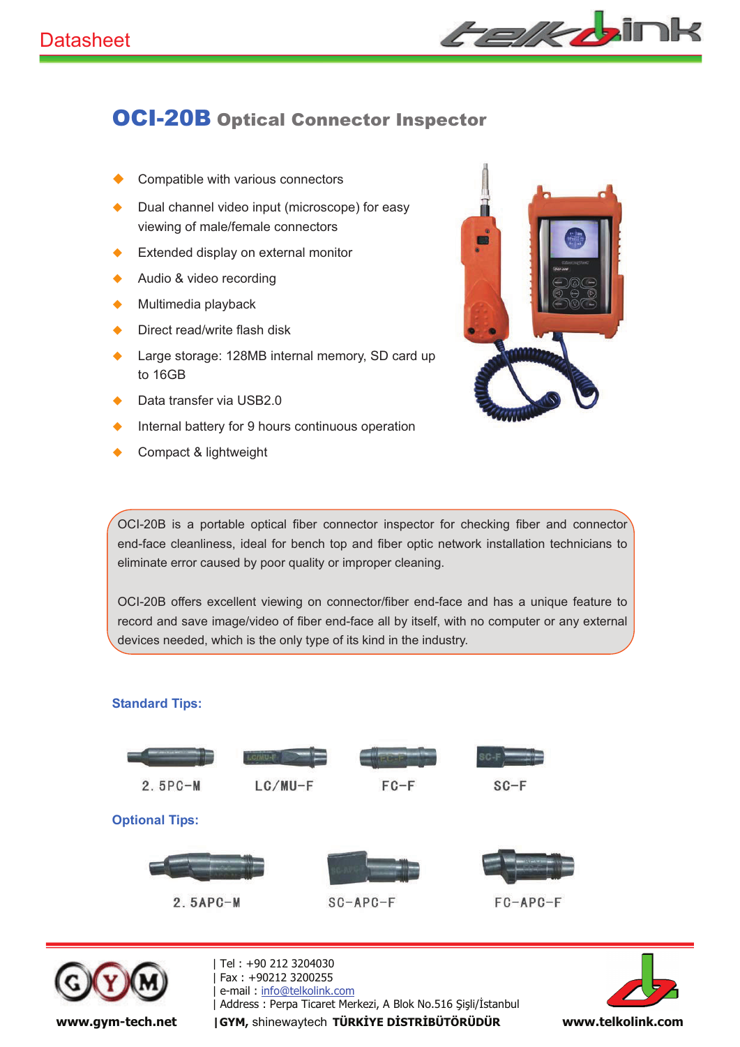Datasheet

# OCI-20B Optical Connector Inspector

- Compatible with various connectors
- Dual channel video input (microscope) for easy viewing of male/female connectors
- Extended display on external monitor
- Audio & video recording
- Multimedia playback
- Direct read/write flash disk
- Large storage: 128MB internal memory, SD card up to 16GB
- Data transfer via USB2.0
- Internal battery for 9 hours continuous operation
- Compact & lightweight

OCI-20B is a portable optical fiber connector inspector for checking fiber and connector end-face cleanliness, ideal for bench top and fiber optic network installation technicians to eliminate error caused by poor quality or improper cleaning.

OCI-20B offers excellent viewing on connector/fiber end-face and has a unique feature to record and save image/video of fiber end-face all by itself, with no computer or any external devices needed, which is the only type of its kind in the industry.

## Standard Tips:

2.5PC-M LC/MU-F FC-F SC-F

## Optional Tips:

2.5APC-M SC-APC-F FC-APC-F

| Tel : +90 212 3204030
| Fax : +90212 3200255
| e-mail : info@telkolink.com
| Address : Perpa Ticaret Merkezi, A Blok No.516 Şişli/İstanbul
| **GYM,** shinewaytech **TÜRKİYE DİSTRİBÜTÖRÜDÜR**

**www.gym-tech.net** **www.telkolink.com**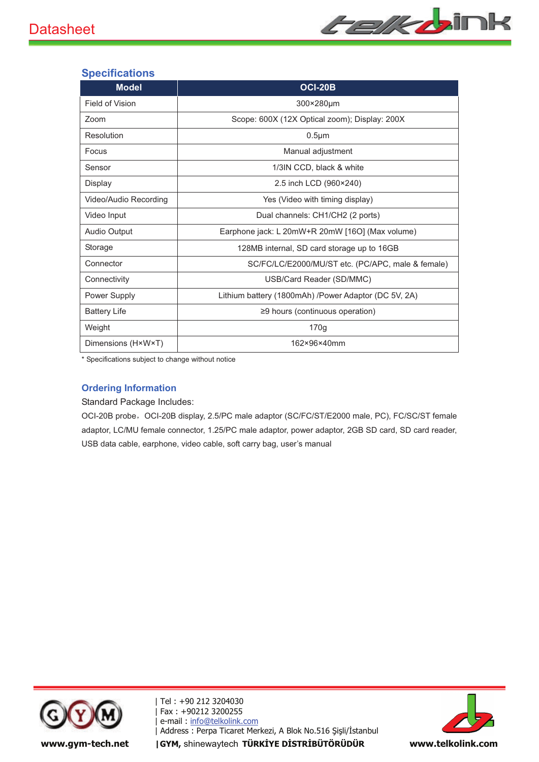## Specifications

| Model | OCI-20B |
|---|---|
| Field of Vision | 300×280μm |
| Zoom | Scope: 600X (12X Optical zoom); Display: 200X |
| Resolution | 0.5μm |
| Focus | Manual adjustment |
| Sensor | 1/3IN CCD, black & white |
| Display | 2.5 inch LCD (960×240) |
| Video/Audio Recording | Yes (Video with timing display) |
| Video Input | Dual channels: CH1/CH2 (2 ports) |
| Audio Output | Earphone jack: L 20mW+R 20mW [16O] (Max volume) |
| Storage | 128MB internal, SD card storage up to 16GB |
| Connector | SC/FC/LC/E2000/MU/ST etc. (PC/APC, male & female) |
| Connectivity | USB/Card Reader (SD/MMC) |
| Power Supply | Lithium battery (1800mAh) /Power Adaptor (DC 5V, 2A) |
| Battery Life | ≥9 hours (continuous operation) |
| Weight | 170g |
| Dimensions (H×W×T) | 162×96×40mm |

* Specifications subject to change without notice

## Ordering Information

Standard Package Includes:

OCI-20B probe，OCI-20B display, 2.5/PC male adaptor (SC/FC/ST/E2000 male, PC), FC/SC/ST female adaptor, LC/MU female connector, 1.25/PC male adaptor, power adaptor, 2GB SD card, SD card reader, USB data cable, earphone, video cable, soft carry bag, user's manual

| Tel : +90 212 3204030
| Fax : +90212 3200255
| e-mail : info@telkolink.com
| Address : Perpa Ticaret Merkezi, A Blok No.516 Şişli/İstanbul

www.gym-tech.net | **GYM,** shinewaytech **TÜRKİYE DİSTRİBÜTÖRÜDÜR** www.telkolink.com